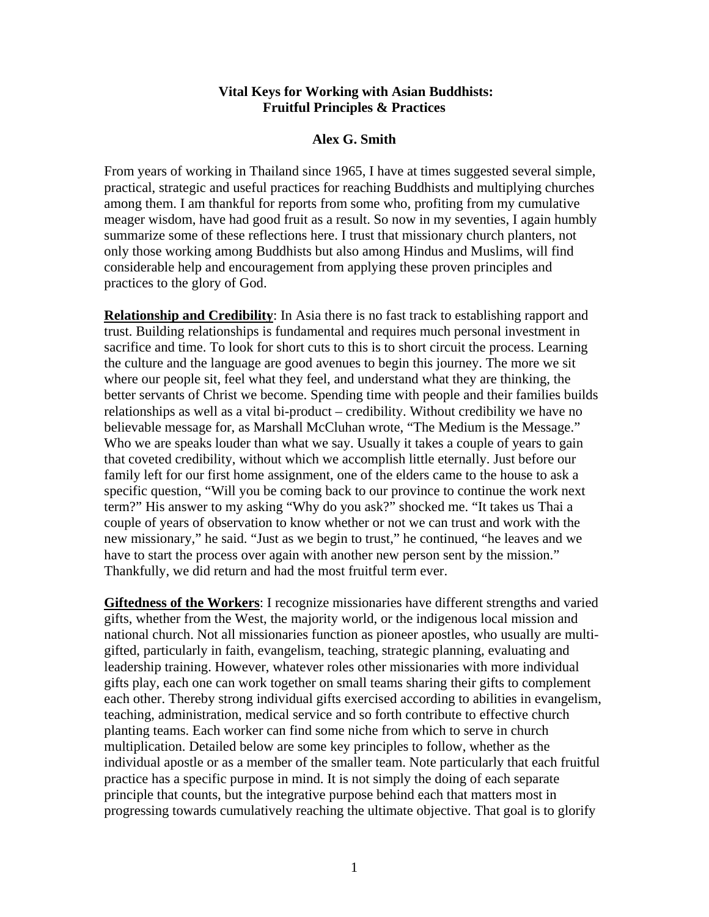# Vital Keys for Working with Asian Buddhists: Fruitful Principles & Practices

**Alex G. Smith**

From years of working in Thailand since 1965, I have at times suggested several simple, practical, strategic and useful practices for reaching Buddhists and multiplying churches among them. I am thankful for reports from some who, profiting from my cumulative meager wisdom, have had good fruit as a result. So now in my seventies, I again humbly summarize some of these reflections here. I trust that missionary church planters, not only those working among Buddhists but also among Hindus and Muslims, will find considerable help and encouragement from applying these proven principles and practices to the glory of God.

**Relationship and Credibility**: In Asia there is no fast track to establishing rapport and trust. Building relationships is fundamental and requires much personal investment in sacrifice and time. To look for short cuts to this is to short circuit the process. Learning the culture and the language are good avenues to begin this journey. The more we sit where our people sit, feel what they feel, and understand what they are thinking, the better servants of Christ we become. Spending time with people and their families builds relationships as well as a vital bi-product – credibility. Without credibility we have no believable message for, as Marshall McCluhan wrote, "The Medium is the Message." Who we are speaks louder than what we say. Usually it takes a couple of years to gain that coveted credibility, without which we accomplish little eternally. Just before our family left for our first home assignment, one of the elders came to the house to ask a specific question, "Will you be coming back to our province to continue the work next term?" His answer to my asking "Why do you ask?" shocked me. "It takes us Thai a couple of years of observation to know whether or not we can trust and work with the new missionary," he said. "Just as we begin to trust," he continued, "he leaves and we have to start the process over again with another new person sent by the mission." Thankfully, we did return and had the most fruitful term ever.

**Giftedness of the Workers**: I recognize missionaries have different strengths and varied gifts, whether from the West, the majority world, or the indigenous local mission and national church. Not all missionaries function as pioneer apostles, who usually are multi-gifted, particularly in faith, evangelism, teaching, strategic planning, evaluating and leadership training. However, whatever roles other missionaries with more individual gifts play, each one can work together on small teams sharing their gifts to complement each other. Thereby strong individual gifts exercised according to abilities in evangelism, teaching, administration, medical service and so forth contribute to effective church planting teams. Each worker can find some niche from which to serve in church multiplication. Detailed below are some key principles to follow, whether as the individual apostle or as a member of the smaller team. Note particularly that each fruitful practice has a specific purpose in mind. It is not simply the doing of each separate principle that counts, but the integrative purpose behind each that matters most in progressing towards cumulatively reaching the ultimate objective. That goal is to glorify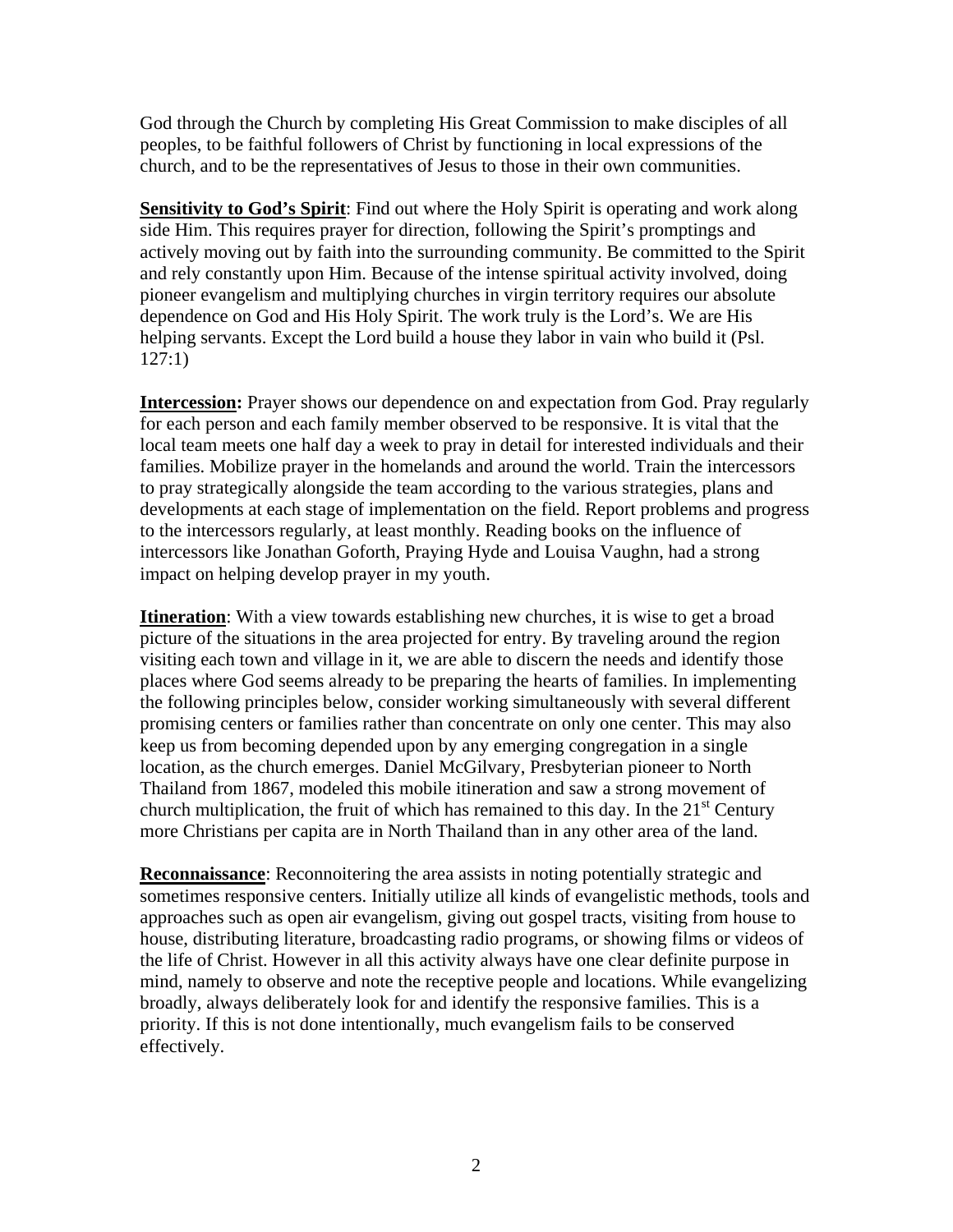God through the Church by completing His Great Commission to make disciples of all peoples, to be faithful followers of Christ by functioning in local expressions of the church, and to be the representatives of Jesus to those in their own communities.

**Sensitivity to God's Spirit**: Find out where the Holy Spirit is operating and work along side Him. This requires prayer for direction, following the Spirit's promptings and actively moving out by faith into the surrounding community. Be committed to the Spirit and rely constantly upon Him. Because of the intense spiritual activity involved, doing pioneer evangelism and multiplying churches in virgin territory requires our absolute dependence on God and His Holy Spirit. The work truly is the Lord's. We are His helping servants. Except the Lord build a house they labor in vain who build it (Psl. 127:1)

**Intercession:** Prayer shows our dependence on and expectation from God. Pray regularly for each person and each family member observed to be responsive. It is vital that the local team meets one half day a week to pray in detail for interested individuals and their families. Mobilize prayer in the homelands and around the world. Train the intercessors to pray strategically alongside the team according to the various strategies, plans and developments at each stage of implementation on the field. Report problems and progress to the intercessors regularly, at least monthly. Reading books on the influence of intercessors like Jonathan Goforth, Praying Hyde and Louisa Vaughn, had a strong impact on helping develop prayer in my youth.

**Itineration**: With a view towards establishing new churches, it is wise to get a broad picture of the situations in the area projected for entry. By traveling around the region visiting each town and village in it, we are able to discern the needs and identify those places where God seems already to be preparing the hearts of families. In implementing the following principles below, consider working simultaneously with several different promising centers or families rather than concentrate on only one center. This may also keep us from becoming depended upon by any emerging congregation in a single location, as the church emerges. Daniel McGilvary, Presbyterian pioneer to North Thailand from 1867, modeled this mobile itineration and saw a strong movement of church multiplication, the fruit of which has remained to this day. In the 21st Century more Christians per capita are in North Thailand than in any other area of the land.

**Reconnaissance**: Reconnoitering the area assists in noting potentially strategic and sometimes responsive centers. Initially utilize all kinds of evangelistic methods, tools and approaches such as open air evangelism, giving out gospel tracts, visiting from house to house, distributing literature, broadcasting radio programs, or showing films or videos of the life of Christ. However in all this activity always have one clear definite purpose in mind, namely to observe and note the receptive people and locations. While evangelizing broadly, always deliberately look for and identify the responsive families. This is a priority. If this is not done intentionally, much evangelism fails to be conserved effectively.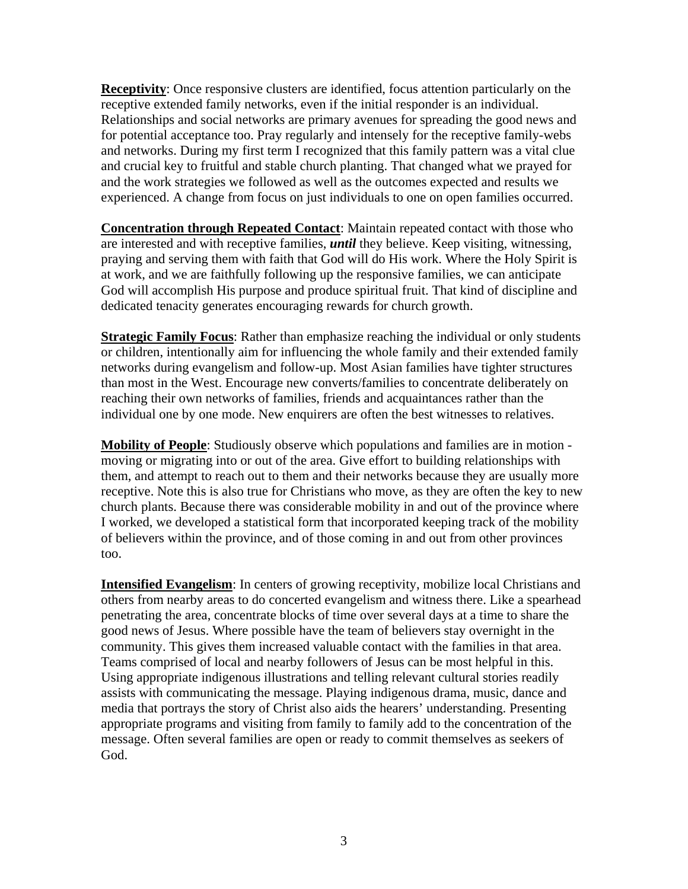**Receptivity**: Once responsive clusters are identified, focus attention particularly on the receptive extended family networks, even if the initial responder is an individual. Relationships and social networks are primary avenues for spreading the good news and for potential acceptance too. Pray regularly and intensely for the receptive family-webs and networks. During my first term I recognized that this family pattern was a vital clue and crucial key to fruitful and stable church planting. That changed what we prayed for and the work strategies we followed as well as the outcomes expected and results we experienced. A change from focus on just individuals to one on open families occurred.

**Concentration through Repeated Contact**: Maintain repeated contact with those who are interested and with receptive families, ***until*** they believe. Keep visiting, witnessing, praying and serving them with faith that God will do His work. Where the Holy Spirit is at work, and we are faithfully following up the responsive families, we can anticipate God will accomplish His purpose and produce spiritual fruit. That kind of discipline and dedicated tenacity generates encouraging rewards for church growth.

**Strategic Family Focus**: Rather than emphasize reaching the individual or only students or children, intentionally aim for influencing the whole family and their extended family networks during evangelism and follow-up. Most Asian families have tighter structures than most in the West. Encourage new converts/families to concentrate deliberately on reaching their own networks of families, friends and acquaintances rather than the individual one by one mode. New enquirers are often the best witnesses to relatives.

**Mobility of People**: Studiously observe which populations and families are in motion - moving or migrating into or out of the area. Give effort to building relationships with them, and attempt to reach out to them and their networks because they are usually more receptive. Note this is also true for Christians who move, as they are often the key to new church plants. Because there was considerable mobility in and out of the province where I worked, we developed a statistical form that incorporated keeping track of the mobility of believers within the province, and of those coming in and out from other provinces too.

**Intensified Evangelism**: In centers of growing receptivity, mobilize local Christians and others from nearby areas to do concerted evangelism and witness there. Like a spearhead penetrating the area, concentrate blocks of time over several days at a time to share the good news of Jesus. Where possible have the team of believers stay overnight in the community. This gives them increased valuable contact with the families in that area. Teams comprised of local and nearby followers of Jesus can be most helpful in this. Using appropriate indigenous illustrations and telling relevant cultural stories readily assists with communicating the message. Playing indigenous drama, music, dance and media that portrays the story of Christ also aids the hearers' understanding. Presenting appropriate programs and visiting from family to family add to the concentration of the message. Often several families are open or ready to commit themselves as seekers of God.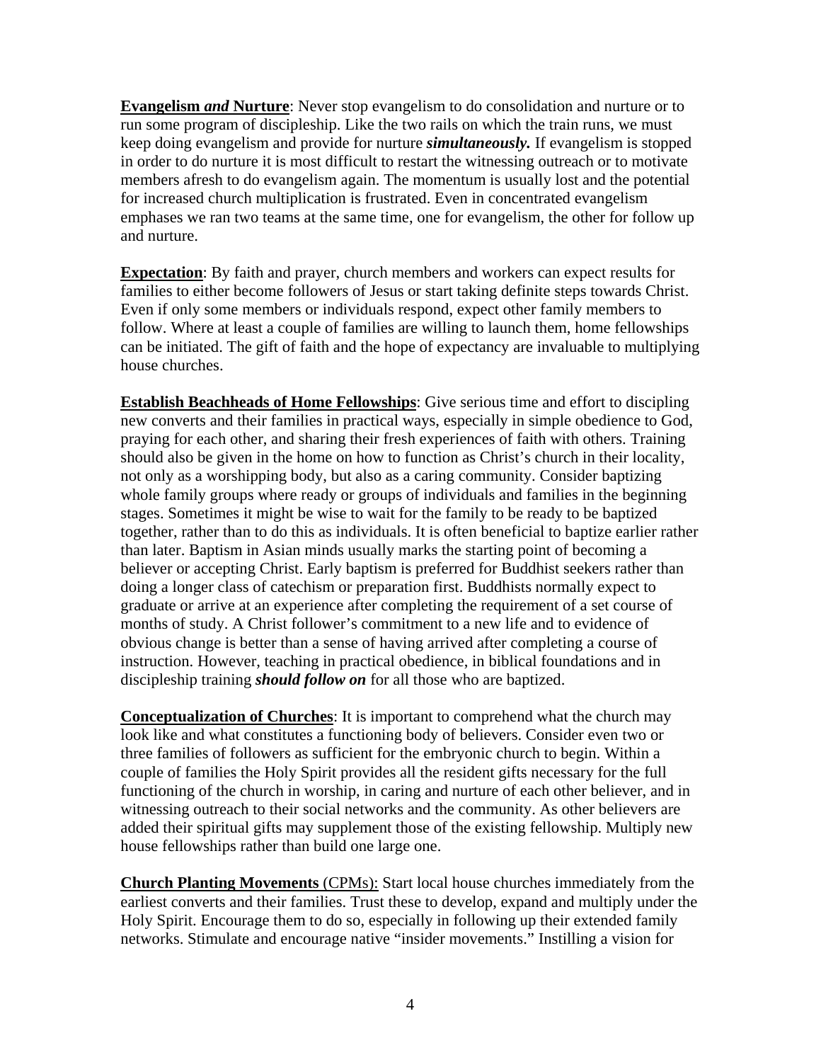**Evangelism *and* Nurture**: Never stop evangelism to do consolidation and nurture or to run some program of discipleship. Like the two rails on which the train runs, we must keep doing evangelism and provide for nurture ***simultaneously.*** If evangelism is stopped in order to do nurture it is most difficult to restart the witnessing outreach or to motivate members afresh to do evangelism again. The momentum is usually lost and the potential for increased church multiplication is frustrated. Even in concentrated evangelism emphases we ran two teams at the same time, one for evangelism, the other for follow up and nurture.

**Expectation**: By faith and prayer, church members and workers can expect results for families to either become followers of Jesus or start taking definite steps towards Christ. Even if only some members or individuals respond, expect other family members to follow. Where at least a couple of families are willing to launch them, home fellowships can be initiated. The gift of faith and the hope of expectancy are invaluable to multiplying house churches.

**Establish Beachheads of Home Fellowships**: Give serious time and effort to discipling new converts and their families in practical ways, especially in simple obedience to God, praying for each other, and sharing their fresh experiences of faith with others. Training should also be given in the home on how to function as Christ's church in their locality, not only as a worshipping body, but also as a caring community. Consider baptizing whole family groups where ready or groups of individuals and families in the beginning stages. Sometimes it might be wise to wait for the family to be ready to be baptized together, rather than to do this as individuals. It is often beneficial to baptize earlier rather than later. Baptism in Asian minds usually marks the starting point of becoming a believer or accepting Christ. Early baptism is preferred for Buddhist seekers rather than doing a longer class of catechism or preparation first. Buddhists normally expect to graduate or arrive at an experience after completing the requirement of a set course of months of study. A Christ follower's commitment to a new life and to evidence of obvious change is better than a sense of having arrived after completing a course of instruction. However, teaching in practical obedience, in biblical foundations and in discipleship training ***should follow on*** for all those who are baptized.

**Conceptualization of Churches**: It is important to comprehend what the church may look like and what constitutes a functioning body of believers. Consider even two or three families of followers as sufficient for the embryonic church to begin. Within a couple of families the Holy Spirit provides all the resident gifts necessary for the full functioning of the church in worship, in caring and nurture of each other believer, and in witnessing outreach to their social networks and the community. As other believers are added their spiritual gifts may supplement those of the existing fellowship. Multiply new house fellowships rather than build one large one.

**Church Planting Movements (CPMs):** Start local house churches immediately from the earliest converts and their families. Trust these to develop, expand and multiply under the Holy Spirit. Encourage them to do so, especially in following up their extended family networks. Stimulate and encourage native "insider movements." Instilling a vision for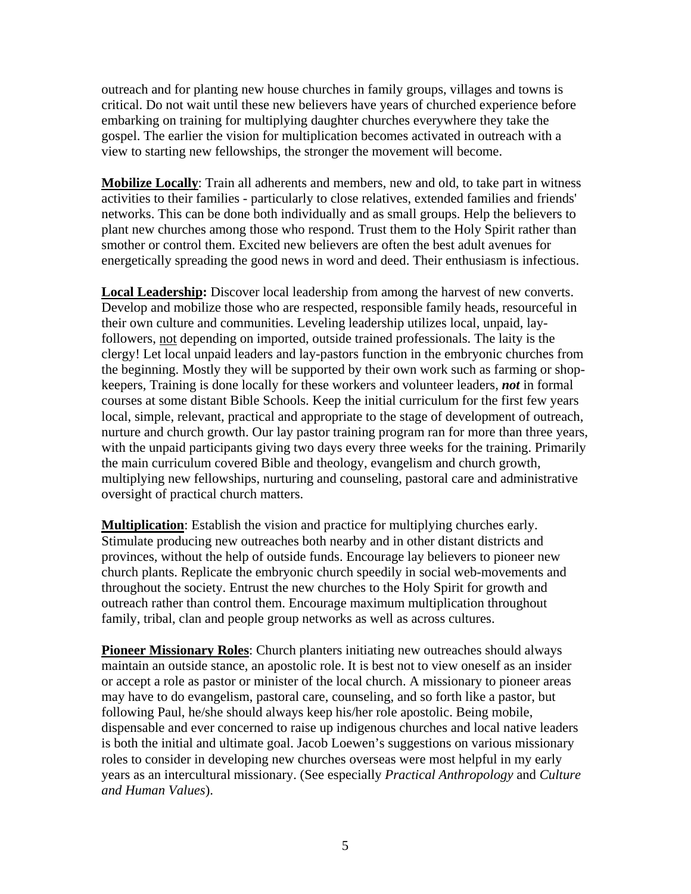outreach and for planting new house churches in family groups, villages and towns is critical. Do not wait until these new believers have years of churched experience before embarking on training for multiplying daughter churches everywhere they take the gospel. The earlier the vision for multiplication becomes activated in outreach with a view to starting new fellowships, the stronger the movement will become.

**Mobilize Locally**: Train all adherents and members, new and old, to take part in witness activities to their families - particularly to close relatives, extended families and friends' networks. This can be done both individually and as small groups. Help the believers to plant new churches among those who respond. Trust them to the Holy Spirit rather than smother or control them. Excited new believers are often the best adult avenues for energetically spreading the good news in word and deed. Their enthusiasm is infectious.

**Local Leadership:** Discover local leadership from among the harvest of new converts. Develop and mobilize those who are respected, responsible family heads, resourceful in their own culture and communities. Leveling leadership utilizes local, unpaid, lay-followers, not depending on imported, outside trained professionals. The laity is the clergy! Let local unpaid leaders and lay-pastors function in the embryonic churches from the beginning. Mostly they will be supported by their own work such as farming or shop-keepers, Training is done locally for these workers and volunteer leaders, ***not*** in formal courses at some distant Bible Schools. Keep the initial curriculum for the first few years local, simple, relevant, practical and appropriate to the stage of development of outreach, nurture and church growth. Our lay pastor training program ran for more than three years, with the unpaid participants giving two days every three weeks for the training. Primarily the main curriculum covered Bible and theology, evangelism and church growth, multiplying new fellowships, nurturing and counseling, pastoral care and administrative oversight of practical church matters.

**Multiplication**: Establish the vision and practice for multiplying churches early. Stimulate producing new outreaches both nearby and in other distant districts and provinces, without the help of outside funds. Encourage lay believers to pioneer new church plants. Replicate the embryonic church speedily in social web-movements and throughout the society. Entrust the new churches to the Holy Spirit for growth and outreach rather than control them. Encourage maximum multiplication throughout family, tribal, clan and people group networks as well as across cultures.

**Pioneer Missionary Roles**: Church planters initiating new outreaches should always maintain an outside stance, an apostolic role. It is best not to view oneself as an insider or accept a role as pastor or minister of the local church. A missionary to pioneer areas may have to do evangelism, pastoral care, counseling, and so forth like a pastor, but following Paul, he/she should always keep his/her role apostolic. Being mobile, dispensable and ever concerned to raise up indigenous churches and local native leaders is both the initial and ultimate goal. Jacob Loewen's suggestions on various missionary roles to consider in developing new churches overseas were most helpful in my early years as an intercultural missionary. (See especially *Practical Anthropology* and *Culture and Human Values*).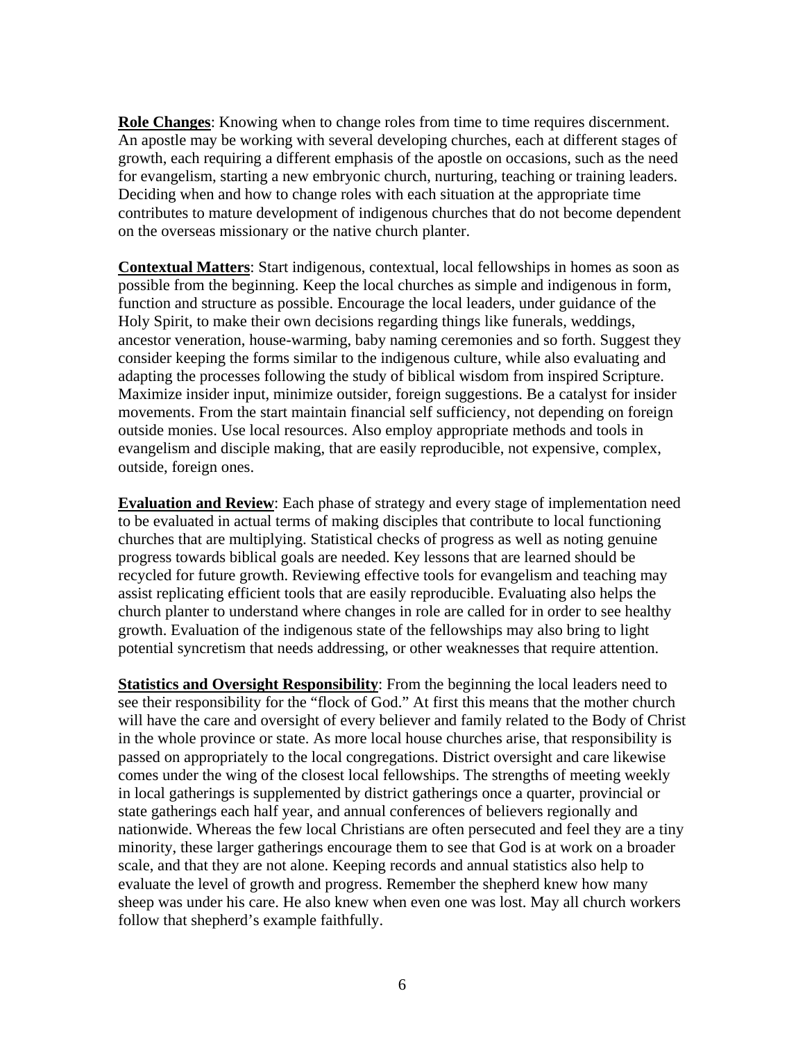**Role Changes**: Knowing when to change roles from time to time requires discernment. An apostle may be working with several developing churches, each at different stages of growth, each requiring a different emphasis of the apostle on occasions, such as the need for evangelism, starting a new embryonic church, nurturing, teaching or training leaders. Deciding when and how to change roles with each situation at the appropriate time contributes to mature development of indigenous churches that do not become dependent on the overseas missionary or the native church planter.

**Contextual Matters**: Start indigenous, contextual, local fellowships in homes as soon as possible from the beginning. Keep the local churches as simple and indigenous in form, function and structure as possible. Encourage the local leaders, under guidance of the Holy Spirit, to make their own decisions regarding things like funerals, weddings, ancestor veneration, house-warming, baby naming ceremonies and so forth. Suggest they consider keeping the forms similar to the indigenous culture, while also evaluating and adapting the processes following the study of biblical wisdom from inspired Scripture. Maximize insider input, minimize outsider, foreign suggestions. Be a catalyst for insider movements. From the start maintain financial self sufficiency, not depending on foreign outside monies. Use local resources. Also employ appropriate methods and tools in evangelism and disciple making, that are easily reproducible, not expensive, complex, outside, foreign ones.

**Evaluation and Review**: Each phase of strategy and every stage of implementation need to be evaluated in actual terms of making disciples that contribute to local functioning churches that are multiplying. Statistical checks of progress as well as noting genuine progress towards biblical goals are needed. Key lessons that are learned should be recycled for future growth. Reviewing effective tools for evangelism and teaching may assist replicating efficient tools that are easily reproducible. Evaluating also helps the church planter to understand where changes in role are called for in order to see healthy growth. Evaluation of the indigenous state of the fellowships may also bring to light potential syncretism that needs addressing, or other weaknesses that require attention.

**Statistics and Oversight Responsibility**: From the beginning the local leaders need to see their responsibility for the "flock of God." At first this means that the mother church will have the care and oversight of every believer and family related to the Body of Christ in the whole province or state. As more local house churches arise, that responsibility is passed on appropriately to the local congregations. District oversight and care likewise comes under the wing of the closest local fellowships. The strengths of meeting weekly in local gatherings is supplemented by district gatherings once a quarter, provincial or state gatherings each half year, and annual conferences of believers regionally and nationwide. Whereas the few local Christians are often persecuted and feel they are a tiny minority, these larger gatherings encourage them to see that God is at work on a broader scale, and that they are not alone. Keeping records and annual statistics also help to evaluate the level of growth and progress. Remember the shepherd knew how many sheep was under his care. He also knew when even one was lost. May all church workers follow that shepherd's example faithfully.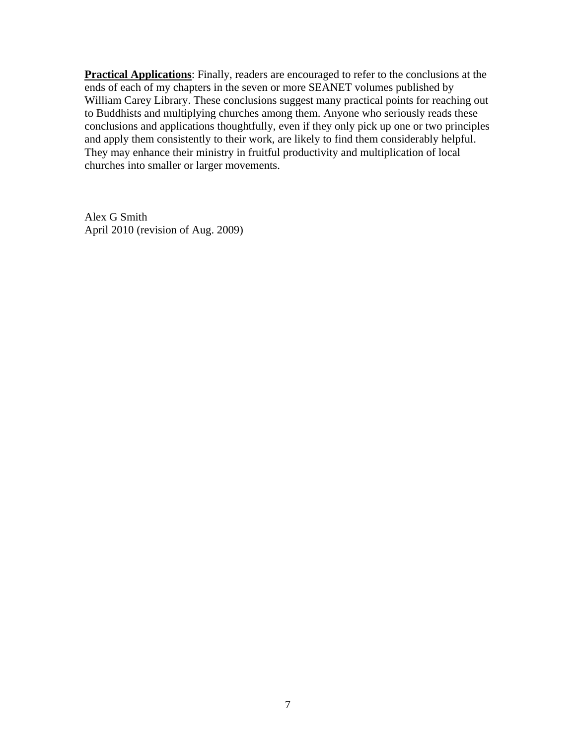**Practical Applications**: Finally, readers are encouraged to refer to the conclusions at the ends of each of my chapters in the seven or more SEANET volumes published by William Carey Library. These conclusions suggest many practical points for reaching out to Buddhists and multiplying churches among them. Anyone who seriously reads these conclusions and applications thoughtfully, even if they only pick up one or two principles and apply them consistently to their work, are likely to find them considerably helpful. They may enhance their ministry in fruitful productivity and multiplication of local churches into smaller or larger movements.

Alex G Smith
April 2010 (revision of Aug. 2009)